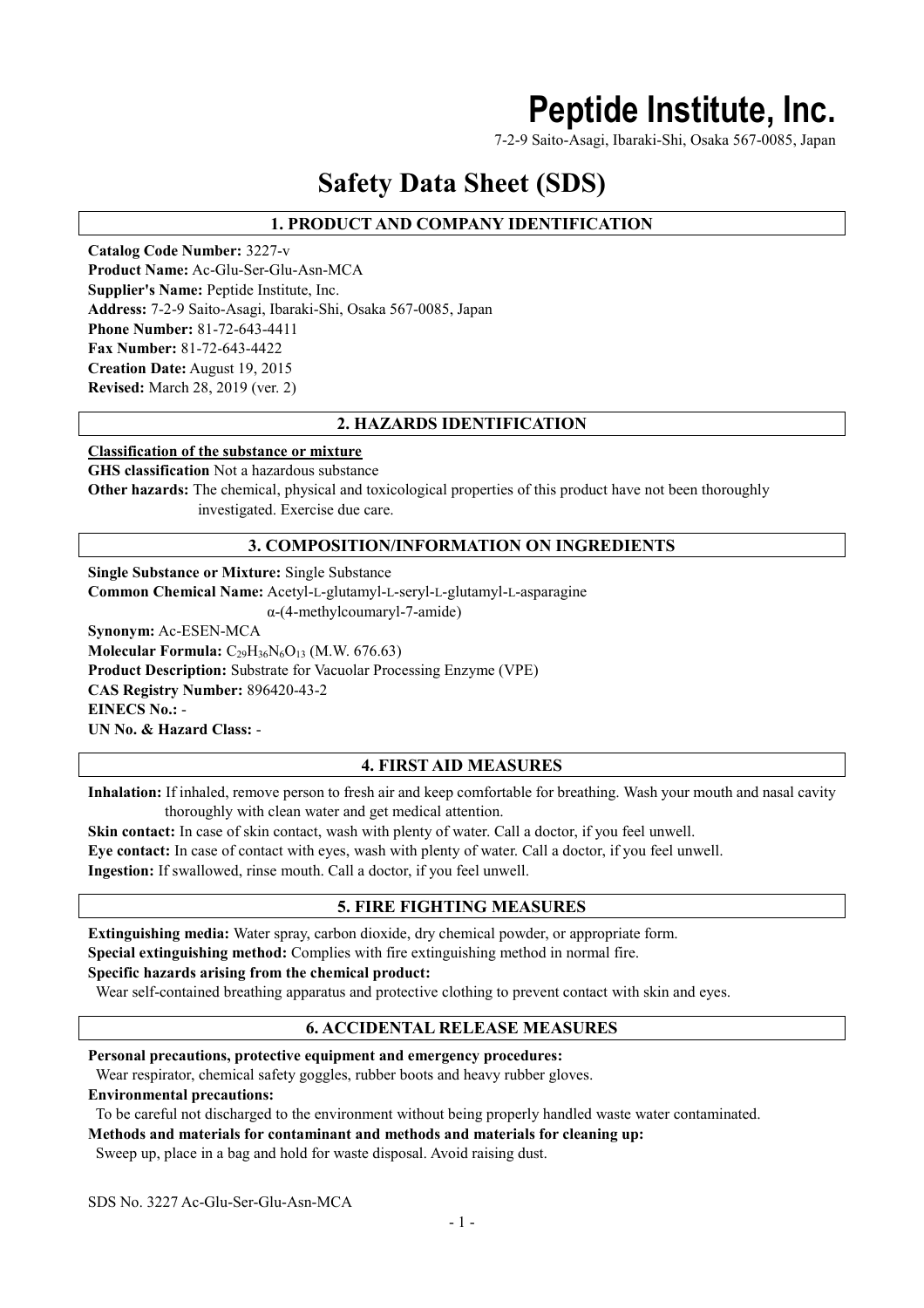# Peptide Institute, Inc.

7-2-9 Saito-Asagi, Ibaraki-Shi, Osaka 567-0085, Japan

# Safety Data Sheet (SDS)

## 1. PRODUCT AND COMPANY IDENTIFICATION

**Catalog Code Number:** 3227-v
**Product Name:** Ac-Glu-Ser-Glu-Asn-MCA
**Supplier's Name:** Peptide Institute, Inc.
**Address:** 7-2-9 Saito-Asagi, Ibaraki-Shi, Osaka 567-0085, Japan
**Phone Number:** 81-72-643-4411
**Fax Number:** 81-72-643-4422
**Creation Date:** August 19, 2015
**Revised:** March 28, 2019 (ver. 2)

## 2. HAZARDS IDENTIFICATION

**Classification of the substance or mixture**

**GHS classification** Not a hazardous substance

**Other hazards:** The chemical, physical and toxicological properties of this product have not been thoroughly investigated. Exercise due care.

## 3. COMPOSITION/INFORMATION ON INGREDIENTS

**Single Substance or Mixture:** Single Substance
**Common Chemical Name:** Acetyl-L-glutamyl-L-seryl-L-glutamyl-L-asparagine α-(4-methylcoumaryl-7-amide)
**Synonym:** Ac-ESEN-MCA
**Molecular Formula:** $C_{29}H_{36}N_6O_{13}$ (M.W. 676.63)
**Product Description:** Substrate for Vacuolar Processing Enzyme (VPE)
**CAS Registry Number:** 896420-43-2
**EINECS No.:** -
**UN No. & Hazard Class:** -

## 4. FIRST AID MEASURES

**Inhalation:** If inhaled, remove person to fresh air and keep comfortable for breathing. Wash your mouth and nasal cavity thoroughly with clean water and get medical attention.
**Skin contact:** In case of skin contact, wash with plenty of water. Call a doctor, if you feel unwell.
**Eye contact:** In case of contact with eyes, wash with plenty of water. Call a doctor, if you feel unwell.
**Ingestion:** If swallowed, rinse mouth. Call a doctor, if you feel unwell.

## 5. FIRE FIGHTING MEASURES

**Extinguishing media:** Water spray, carbon dioxide, dry chemical powder, or appropriate form.
**Special extinguishing method:** Complies with fire extinguishing method in normal fire.
**Specific hazards arising from the chemical product:**
Wear self-contained breathing apparatus and protective clothing to prevent contact with skin and eyes.

## 6. ACCIDENTAL RELEASE MEASURES

**Personal precautions, protective equipment and emergency procedures:**
Wear respirator, chemical safety goggles, rubber boots and heavy rubber gloves.
**Environmental precautions:**
To be careful not discharged to the environment without being properly handled waste water contaminated.
**Methods and materials for contaminant and methods and materials for cleaning up:**
Sweep up, place in a bag and hold for waste disposal. Avoid raising dust.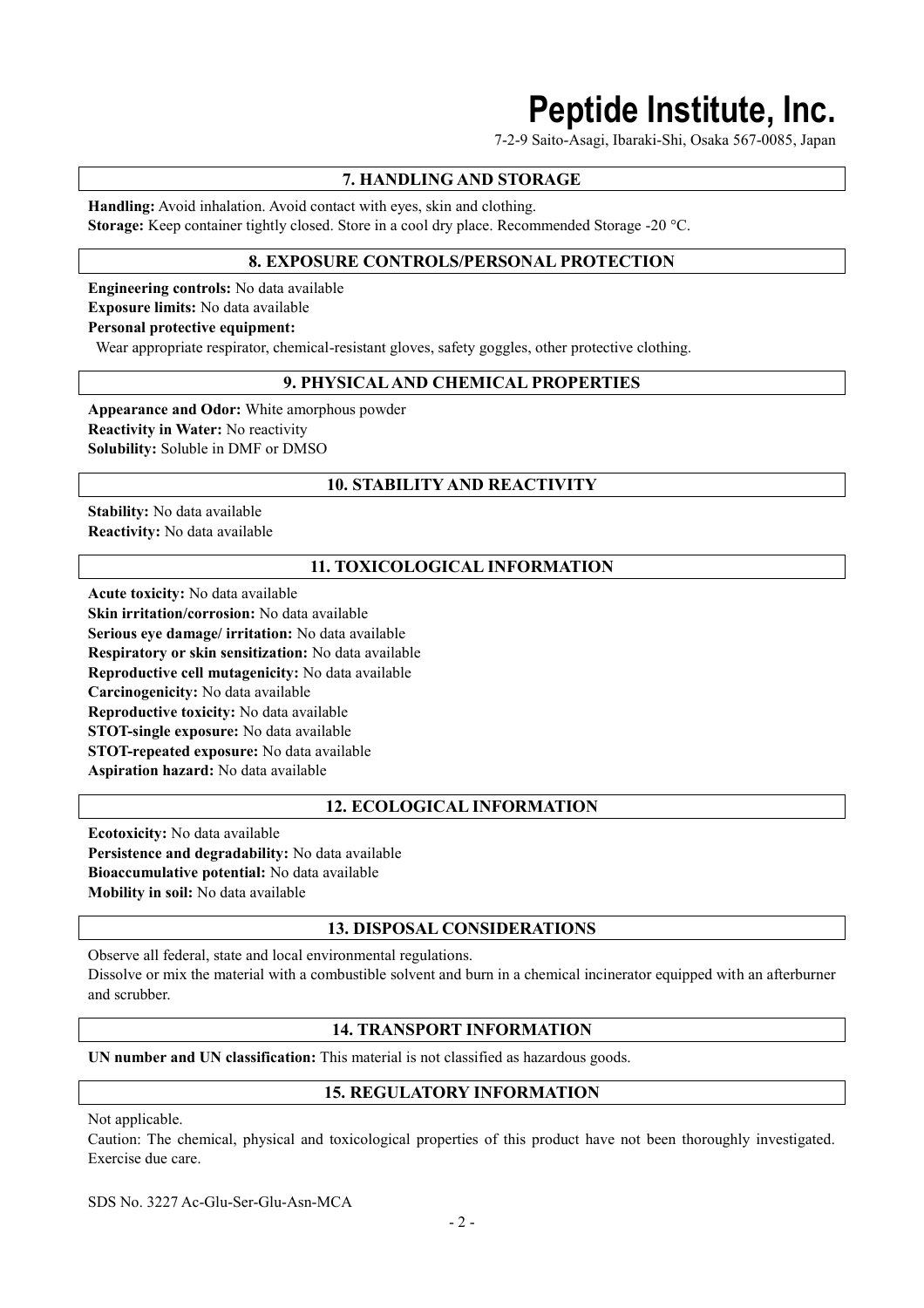## 7. HANDLING AND STORAGE

**Handling:** Avoid inhalation. Avoid contact with eyes, skin and clothing.
**Storage:** Keep container tightly closed. Store in a cool dry place. Recommended Storage -20 °C.

## 8. EXPOSURE CONTROLS/PERSONAL PROTECTION

**Engineering controls:** No data available
**Exposure limits:** No data available
**Personal protective equipment:**
Wear appropriate respirator, chemical-resistant gloves, safety goggles, other protective clothing.

## 9. PHYSICAL AND CHEMICAL PROPERTIES

**Appearance and Odor:** White amorphous powder
**Reactivity in Water:** No reactivity
**Solubility:** Soluble in DMF or DMSO

## 10. STABILITY AND REACTIVITY

**Stability:** No data available
**Reactivity:** No data available

## 11. TOXICOLOGICAL INFORMATION

**Acute toxicity:** No data available
**Skin irritation/corrosion:** No data available
**Serious eye damage/ irritation:** No data available
**Respiratory or skin sensitization:** No data available
**Reproductive cell mutagenicity:** No data available
**Carcinogenicity:** No data available
**Reproductive toxicity:** No data available
**STOT-single exposure:** No data available
**STOT-repeated exposure:** No data available
**Aspiration hazard:** No data available

## 12. ECOLOGICAL INFORMATION

**Ecotoxicity:** No data available
**Persistence and degradability:** No data available
**Bioaccumulative potential:** No data available
**Mobility in soil:** No data available

## 13. DISPOSAL CONSIDERATIONS

Observe all federal, state and local environmental regulations.
Dissolve or mix the material with a combustible solvent and burn in a chemical incinerator equipped with an afterburner and scrubber.

## 14. TRANSPORT INFORMATION

**UN number and UN classification:** This material is not classified as hazardous goods.

## 15. REGULATORY INFORMATION

Not applicable.
Caution: The chemical, physical and toxicological properties of this product have not been thoroughly investigated. Exercise due care.

SDS No. 3227 Ac-Glu-Ser-Glu-Asn-MCA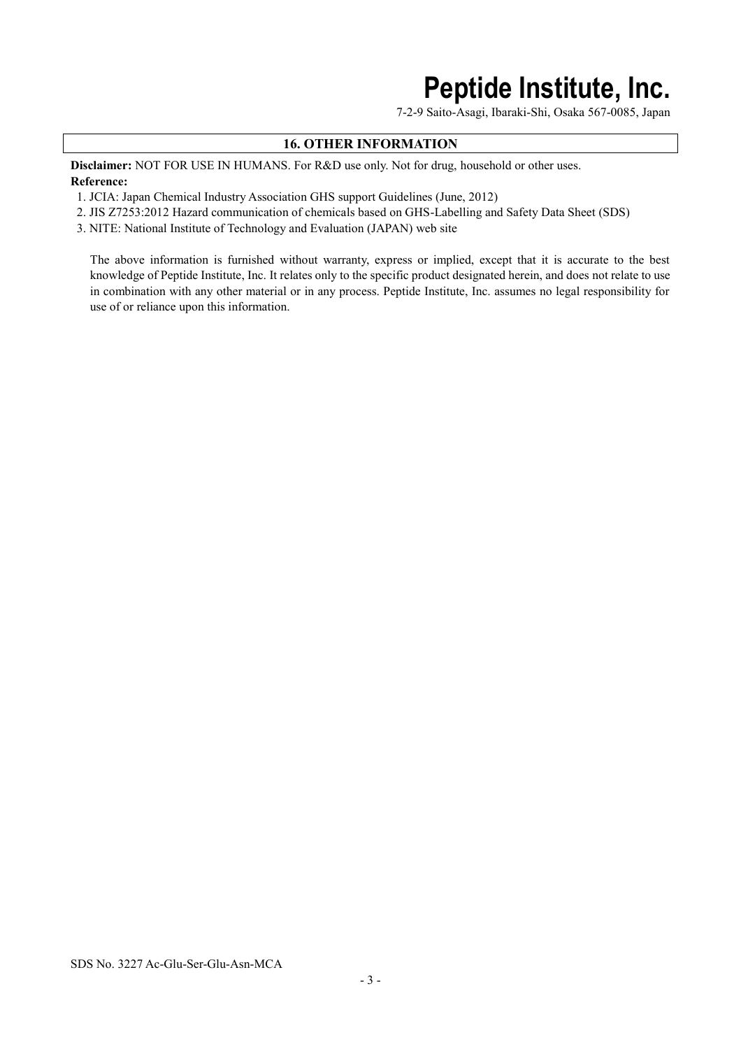## 16. OTHER INFORMATION

**Disclaimer:** NOT FOR USE IN HUMANS. For R&D use only. Not for drug, household or other uses.

**Reference:**

1. JCIA: Japan Chemical Industry Association GHS support Guidelines (June, 2012)
2. JIS Z7253:2012 Hazard communication of chemicals based on GHS-Labelling and Safety Data Sheet (SDS)
3. NITE: National Institute of Technology and Evaluation (JAPAN) web site

The above information is furnished without warranty, express or implied, except that it is accurate to the best knowledge of Peptide Institute, Inc. It relates only to the specific product designated herein, and does not relate to use in combination with any other material or in any process. Peptide Institute, Inc. assumes no legal responsibility for use of or reliance upon this information.